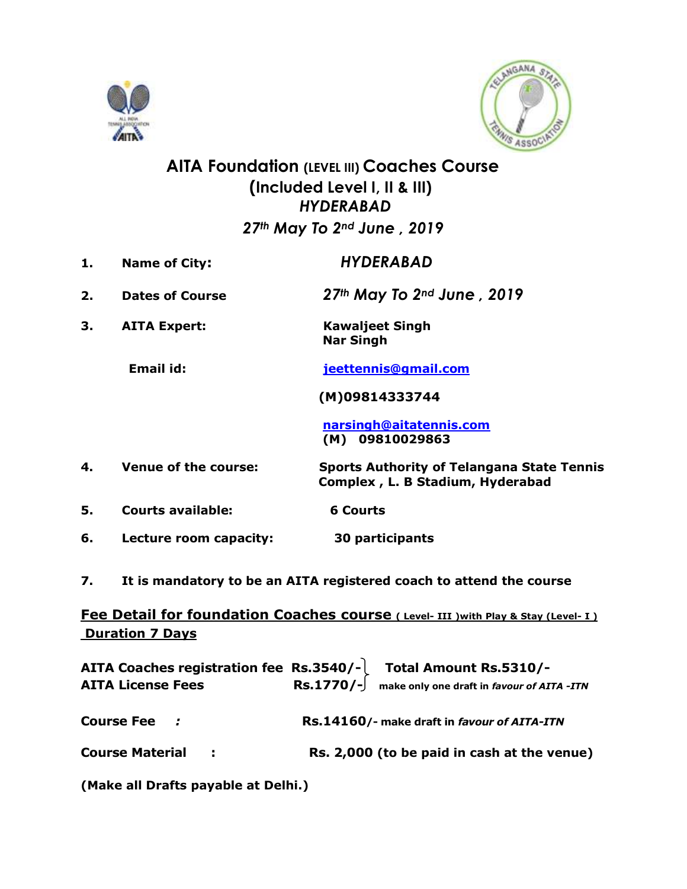# AITA Foundation (LEVEL III) Coaches Course

## (Included Level I, II & III)

## *HYDERABAD*

## *27th May To 2nd June , 2019*

1. **Name of City:** *HYDERABAD*
2. **Dates of Course** *27th May To 2nd June , 2019*
3. **AITA Expert:** **Kawaljeet Singh**
   **Nar Singh**

   **Email id:** jeettennis@gmail.com

   **(M)09814333744**

   narsingh@aitatennis.com
   **(M) 09810029863**
4. **Venue of the course:** **Sports Authority of Telangana State Tennis Complex , L. B Stadium, Hyderabad**
5. **Courts available:** **6 Courts**
6. **Lecture room capacity:** **30 participants**
7. **It is mandatory to be an AITA registered coach to attend the course**

**Fee Detail for foundation Coaches course ( Level- III )with Play & Stay (Level- I )**
**Duration 7 Days**

**AITA Coaches registration fee Rs.3540/-**
**AITA License Fees Rs.1770/-**
**Total Amount Rs.5310/-** make only one draft in *favour of AITA -ITN*

**Course Fee :** **Rs.14160/-** make draft in *favour of AITA-ITN*

**Course Material :** **Rs. 2,000 (to be paid in cash at the venue)**

**(Make all Drafts payable at Delhi.)**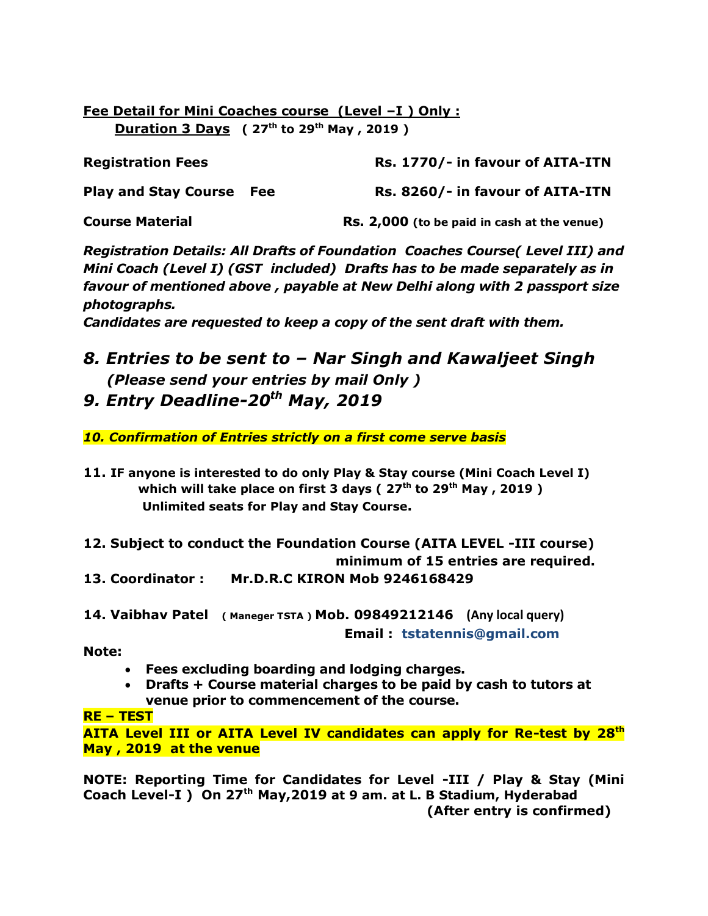**Fee Detail for Mini Coaches course (Level –I ) Only :**
**Duration 3 Days** **( 27th to 29th May , 2019 )**

| | |
|---|---|
| **Registration Fees** | **Rs. 1770/- in favour of AITA-ITN** |
| **Play and Stay Course Fee** | **Rs. 8260/- in favour of AITA-ITN** |
| **Course Material** | **Rs. 2,000 (to be paid in cash at the venue)** |

***Registration Details: All Drafts of Foundation Coaches Course( Level III) and Mini Coach (Level I) (GST included) Drafts has to be made separately as in favour of mentioned above , payable at New Delhi along with 2 passport size photographs.***
***Candidates are requested to keep a copy of the sent draft with them.***

***8. Entries to be sent to – Nar Singh and Kawaljeet Singh***
***(Please send your entries by mail Only )***

***9. Entry Deadline-20th May, 2019***

***10. Confirmation of Entries strictly on a first come serve basis***

**11. IF anyone is interested to do only Play & Stay course (Mini Coach Level I) which will take place on first 3 days ( 27th to 29th May , 2019 )**
**Unlimited seats for Play and Stay Course.**

**12. Subject to conduct the Foundation Course (AITA LEVEL -III course) minimum of 15 entries are required.**

**13. Coordinator : Mr.D.R.C KIRON Mob 9246168429**

**14. Vaibhav Patel ( Maneger TSTA ) Mob. 09849212146 (Any local query)**
**Email : tstatennis@gmail.com**

**Note:**

- **Fees excluding boarding and lodging charges.**
- **Drafts + Course material charges to be paid by cash to tutors at venue prior to commencement of the course.**

**RE – TEST**

**AITA Level III or AITA Level IV candidates can apply for Re-test by 28th May , 2019 at the venue**

**NOTE: Reporting Time for Candidates for Level -III / Play & Stay (Mini Coach Level-I ) On 27th May,2019 at 9 am. at L. B Stadium, Hyderabad (After entry is confirmed)**